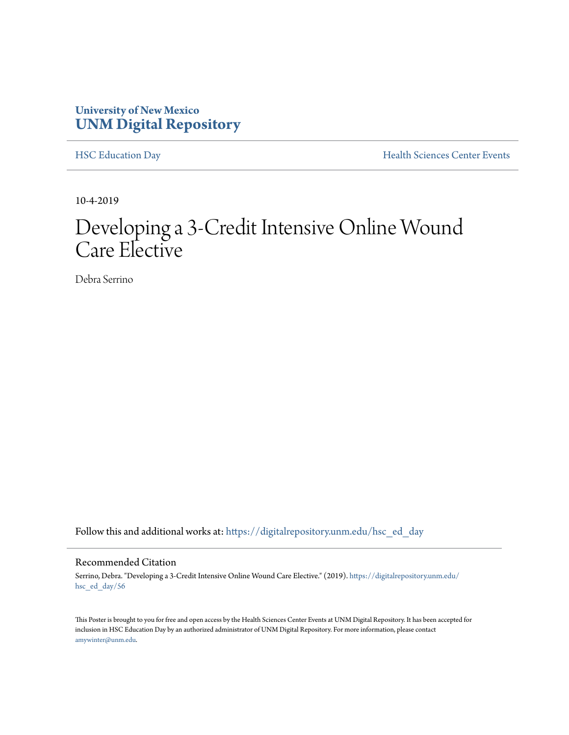University of New Mexico
**UNM Digital Repository**

HSC Education Day | Health Sciences Center Events

10-4-2019

# Developing a 3-Credit Intensive Online Wound Care Elective

Debra Serrino

Follow this and additional works at: https://digitalrepository.unm.edu/hsc_ed_day

## Recommended Citation

Serrino, Debra. "Developing a 3-Credit Intensive Online Wound Care Elective." (2019). https://digitalrepository.unm.edu/hsc_ed_day/56

This Poster is brought to you for free and open access by the Health Sciences Center Events at UNM Digital Repository. It has been accepted for inclusion in HSC Education Day by an authorized administrator of UNM Digital Repository. For more information, please contact amywinter@unm.edu.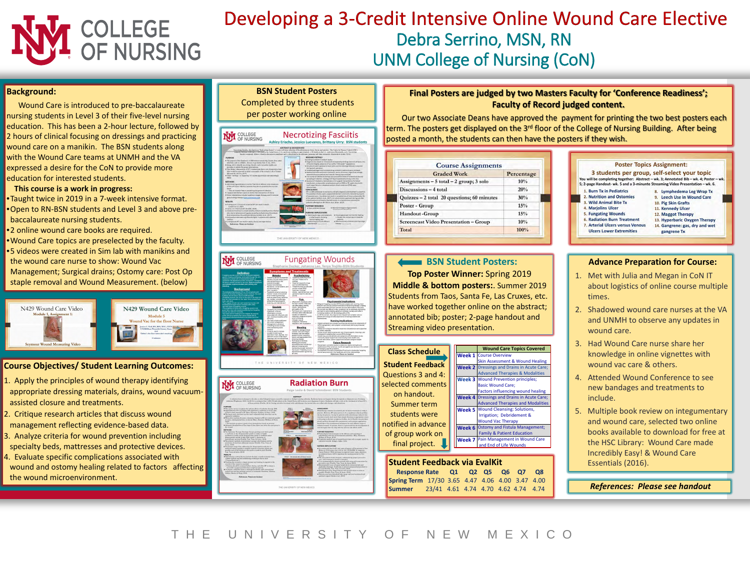# Developing a 3-Credit Intensive Online Wound Care Elective

## Debra Serrino, MSN, RN

## UNM College of Nursing (CoN)

COLLEGE OF NURSING

### Background:

Wound Care is introduced to pre-baccalaureate nursing students in Level 3 of their five-level nursing education. This has been a 2-hour lecture, followed by 2 hours of clinical focusing on dressings and practicing wound care on a manikin. The BSN students along with the Wound Care teams at UNMH and the VA expressed a desire for the CoN to provide more education for interested students.

**This course is a work in progress:**

- Taught twice in 2019 in a 7-week intensive format.
- Open to RN-BSN students and Level 3 and above pre-baccalaureate nursing students.
- 2 online wound care books are required.
- Wound Care topics are preselected by the faculty.
- 5 videos were created in Sim lab with manikins and the wound care nurse to show: Wound Vac Management; Surgical drains; Ostomy care: Post Op staple removal and Wound Measurement. (below)

N429 Wound Care Video
Module 1, Assignment 1:
Seymour Wound Measuring Video

N429 Wound Care Video
Module 5
Wound Vac for the floor Nurse

### Course Objectives/ Student Learning Outcomes:

1. Apply the principles of wound therapy identifying appropriate dressing materials, drains, wound vacuum-assisted closure and treatments.
2. Critique research articles that discuss wound management reflecting evidence-based data.
3. Analyze criteria for wound prevention including specialty beds, mattresses and protective devices.
4. Evaluate specific complications associated with wound and ostomy healing related to factors affecting the wound microenvironment.

### BSN Student Posters

Completed by three students per poster working online

Necrotizing Fasciitis

Fungating Wounds

Radiation Burn

### Final Posters are judged by two Masters Faculty for 'Conference Readiness'; Faculty of Record judged content.

Our two Associate Deans have approved the payment for printing the two best posters each term. The posters get displayed on the 3rd floor of the College of Nursing Building. After being posted a month, the students can then have the posters if they wish.

**Course Assignments**

| Graded Work | Percentage |
|---|---|
| Assignments – 5 total – 2 group; 3 solo | 10% |
| Discussions – 4 total | 20% |
| Quizzes – 2 total 20 questions; 60 minutes | 30% |
| Poster - Group | 15% |
| Handout-Group | 15% |
| Screencast Video Presentation – Group | 10% |
| Total | 100% |

**Poster Topics Assignment:**

3 students per group, self-select your topic

You will be completing together: Abstract – wk. 3; Annotated Bib – wk. 4; Poster – wk. 5; 2-page Handout- wk. 5 and a 3-minute Streaming Video Presentation – wk. 6.

1. Burn Tx in Pediatrics
2. Nutrition and Ostomies
3. Wild Animal Bite Tx
4. Marjolins Ulcer
5. Fungating Wounds
6. Radiation Burn Treatment
7. Arterial Ulcers versus Venous Ulcers Lower Extremities
8. Lymphedema Leg Wrap Tx
9. Leech Use in Wound Care
10. Pig Skin Grafts
11. Kennedy Ulcer
12. Maggot Therapy
13. Hyperbaric Oxygen Therapy
14. Gangrene: gas, dry and wet gangrene Tx

### BSN Student Posters:

**Top Poster Winner:** Spring 2019
**Middle & bottom posters:**. Summer 2019

Students from Taos, Santa Fe, Las Cruxes, etc. have worked together online on the abstract; annotated bib; poster; 2-page handout and Streaming video presentation.

### Class Schedule

**Student Feedback** Questions 3 and 4: selected comments on handout.

Summer term students were notified in advance of group work on final project.

| | Wound Care Topics Covered |
|---|---|
| Week 1 | Course Overview; Skin Assessment & Wound Healing |
| Week 2 | Dressings and Drains in Acute Care; Advanced Therapies & Modalities |
| Week 3 | Wound Prevention principles; Basic Wound Care; Factors influencing wound healing |
| Week 4 | Dressings and Drains in Acute Care; Advanced Therapies and Modalities |
| Week 5 | Wound Cleansing: Solutions, Irrigation; Debridement & Wound Vac Therapy |
| Week 6 | Ostomy and Fistula Management; Family & Patient Education |
| Week 7 | Pain Management in Wound Care and End of Life Wounds |

### Student Feedback via EvalKit

| | Response Rate | Q1 | Q2 | Q5 | Q6 | Q7 | Q8 |
|---|---|---|---|---|---|---|---|
| Spring Term | 17/30 | 3.65 | 4.47 | 4.06 | 4.00 | 3.47 | 4.00 |
| Summer | 23/41 | 4.61 | 4.74 | 4.70 | 4.62 | 4.74 | 4.74 |

### Advance Preparation for Course:

1. Met with Julia and Megan in CoN IT about logistics of online course multiple times.
2. Shadowed wound care nurses at the VA and UNMH to observe any updates in wound care.
3. Had Wound Care nurse share her knowledge in online vignettes with wound vac care & others.
4. Attended Wound Conference to see new bandages and treatments to include.
5. Multiple book review on integumentary and wound care, selected two online books available to download for free at the HSC Library: Wound Care made Incredibly Easy! & Wound Care Essentials (2016).

***References: Please see handout***

THE UNIVERSITY OF NEW MEXICO